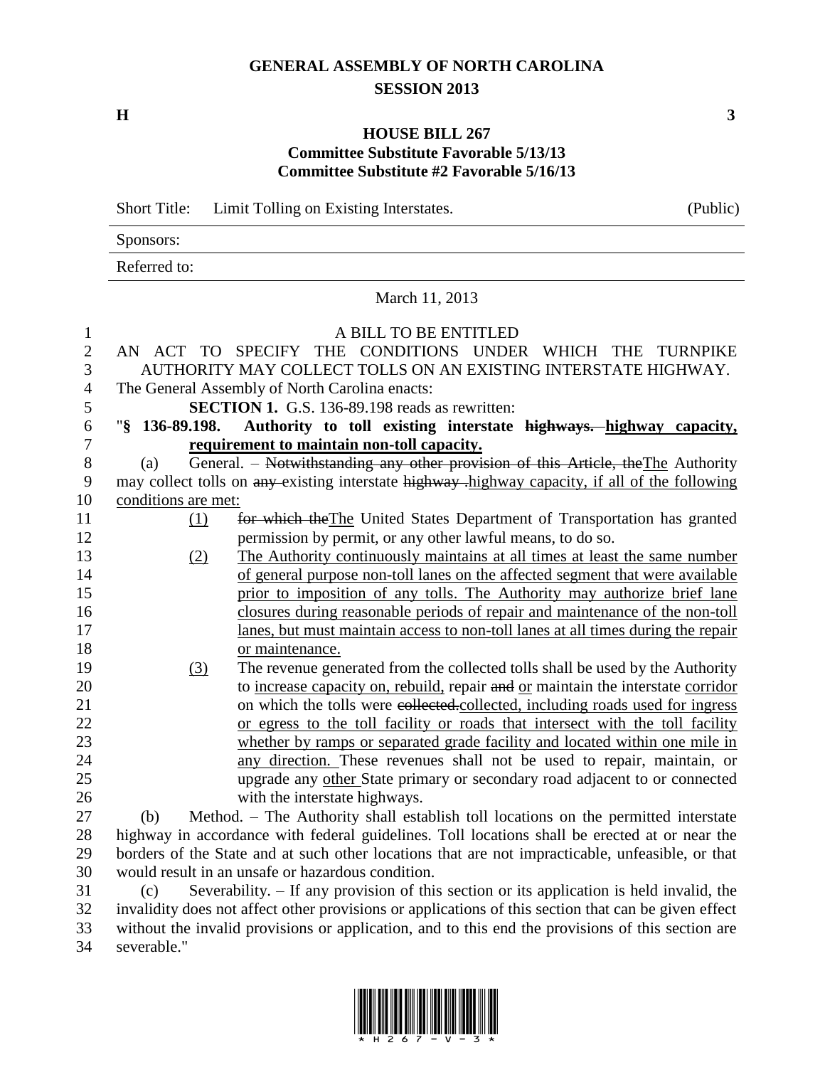# GENERAL ASSEMBLY OF NORTH CAROLINA
## SESSION 2013

**H** **3**

## HOUSE BILL 267
### Committee Substitute Favorable 5/13/13
### Committee Substitute #2 Favorable 5/16/13

Short Title: Limit Tolling on Existing Interstates. (Public)

Sponsors:

Referred to:

March 11, 2013

A BILL TO BE ENTITLED

AN ACT TO SPECIFY THE CONDITIONS UNDER WHICH THE TURNPIKE AUTHORITY MAY COLLECT TOLLS ON AN EXISTING INTERSTATE HIGHWAY.

The General Assembly of North Carolina enacts:

**SECTION 1.** G.S. 136-89.198 reads as rewritten:

"**§ 136-89.198. Authority to toll existing interstate ~~highways.~~ highway capacity, requirement to maintain non-toll capacity.**

(a) General. – ~~Notwithstanding any other provision of this Article, the~~The Authority may collect tolls on ~~any~~ existing interstate ~~highway~~ .highway capacity, if all of the following conditions are met:

(1) ~~for which the~~The United States Department of Transportation has granted permission by permit, or any other lawful means, to do so.

(2) The Authority continuously maintains at all times at least the same number of general purpose non-toll lanes on the affected segment that were available prior to imposition of any tolls. The Authority may authorize brief lane closures during reasonable periods of repair and maintenance of the non-toll lanes, but must maintain access to non-toll lanes at all times during the repair or maintenance.

(3) The revenue generated from the collected tolls shall be used by the Authority to increase capacity on, rebuild, repair ~~and~~ or maintain the interstate corridor on which the tolls were ~~collected.~~collected, including roads used for ingress or egress to the toll facility or roads that intersect with the toll facility whether by ramps or separated grade facility and located within one mile in any direction. These revenues shall not be used to repair, maintain, or upgrade any other State primary or secondary road adjacent to or connected with the interstate highways.

(b) Method. – The Authority shall establish toll locations on the permitted interstate highway in accordance with federal guidelines. Toll locations shall be erected at or near the borders of the State and at such other locations that are not impracticable, unfeasible, or that would result in an unsafe or hazardous condition.

(c) Severability. – If any provision of this section or its application is held invalid, the invalidity does not affect other provisions or applications of this section that can be given effect without the invalid provisions or application, and to this end the provisions of this section are severable."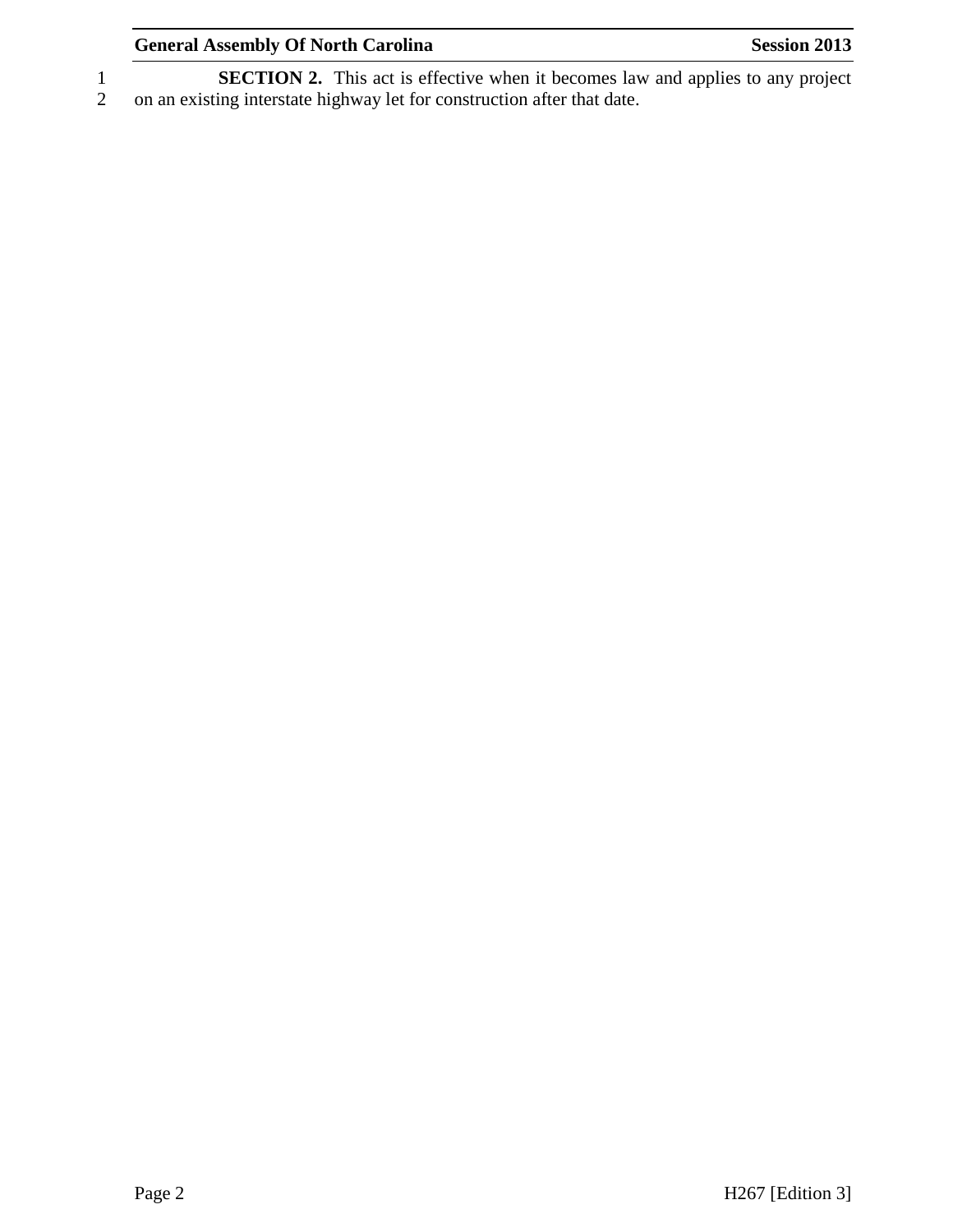**SECTION 2.** This act is effective when it becomes law and applies to any project on an existing interstate highway let for construction after that date.